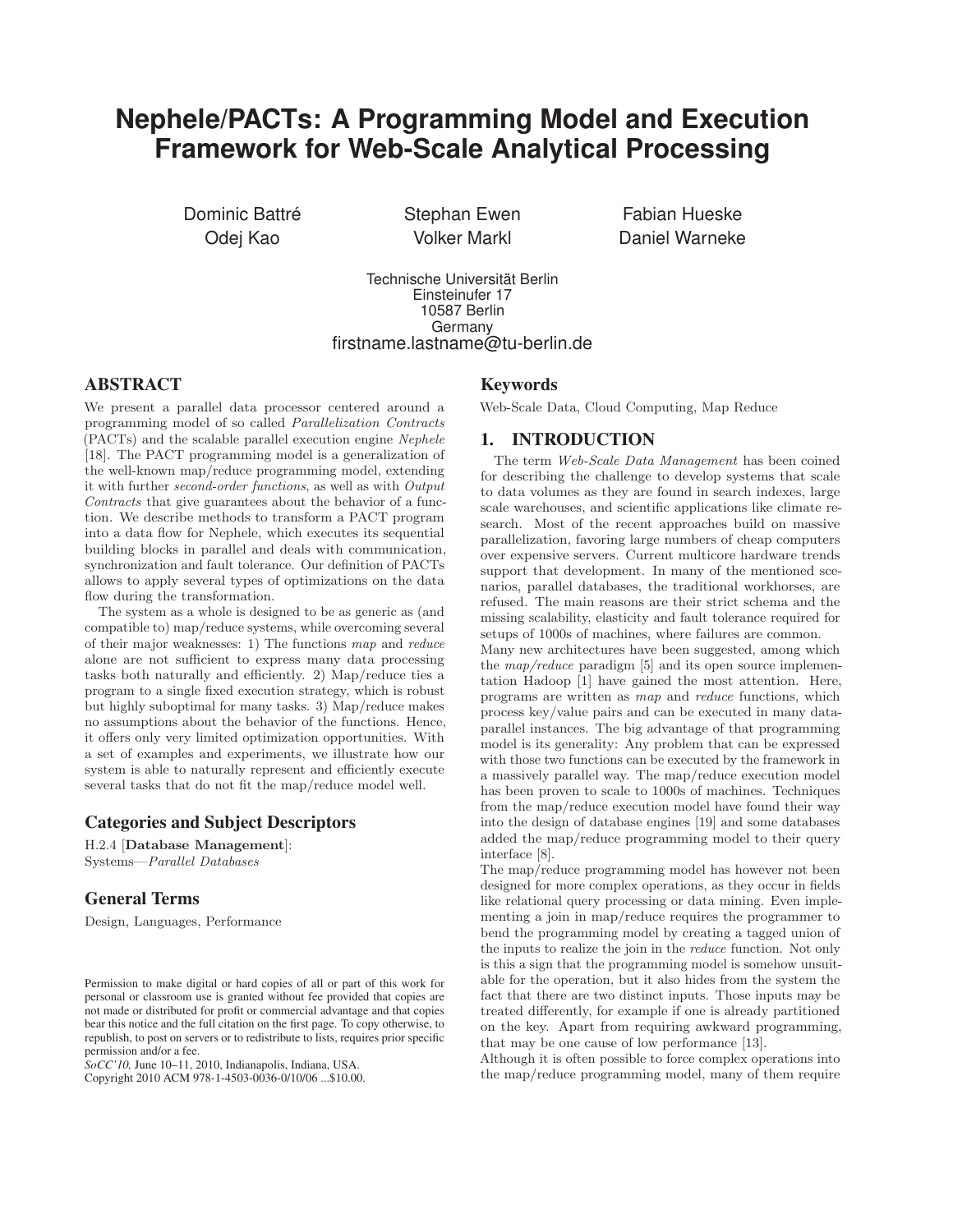# Nephele/PACTs: A Programming Model and Execution Framework for Web-Scale Analytical Processing

Dominic Battré, Stephan Ewen, Fabian Hueske, Odej Kao, Volker Markl, Daniel Warneke

Technische Universität Berlin
Einsteinufer 17
10587 Berlin
Germany
firstname.lastname@tu-berlin.de

## ABSTRACT

We present a parallel data processor centered around a programming model of so called *Parallelization Contracts* (PACTs) and the scalable parallel execution engine *Nephele* [18]. The PACT programming model is a generalization of the well-known map/reduce programming model, extending it with further *second-order functions*, as well as with *Output Contracts* that give guarantees about the behavior of a function. We describe methods to transform a PACT program into a data flow for Nephele, which executes its sequential building blocks in parallel and deals with communication, synchronization and fault tolerance. Our definition of PACTs allows to apply several types of optimizations on the data flow during the transformation.

The system as a whole is designed to be as generic as (and compatible to) map/reduce systems, while overcoming several of their major weaknesses: 1) The functions *map* and *reduce* alone are not sufficient to express many data processing tasks both naturally and efficiently. 2) Map/reduce ties a program to a single fixed execution strategy, which is robust but highly suboptimal for many tasks. 3) Map/reduce makes no assumptions about the behavior of the functions. Hence, it offers only very limited optimization opportunities. With a set of examples and experiments, we illustrate how our system is able to naturally represent and efficiently execute several tasks that do not fit the map/reduce model well.

### Categories and Subject Descriptors

H.2.4 [**Database Management**]: Systems—*Parallel Databases*

### General Terms

Design, Languages, Performance

Permission to make digital or hard copies of all or part of this work for personal or classroom use is granted without fee provided that copies are not made or distributed for profit or commercial advantage and that copies bear this notice and the full citation on the first page. To copy otherwise, to republish, to post on servers or to redistribute to lists, requires prior specific permission and/or a fee.
*SoCC'10,* June 10–11, 2010, Indianapolis, Indiana, USA.
Copyright 2010 ACM 978-1-4503-0036-0/10/06 ...$10.00.

### Keywords

Web-Scale Data, Cloud Computing, Map Reduce

## 1. INTRODUCTION

The term *Web-Scale Data Management* has been coined for describing the challenge to develop systems that scale to data volumes as they are found in search indexes, large scale warehouses, and scientific applications like climate research. Most of the recent approaches build on massive parallelization, favoring large numbers of cheap computers over expensive servers. Current multicore hardware trends support that development. In many of the mentioned scenarios, parallel databases, the traditional workhorses, are refused. The main reasons are their strict schema and the missing scalability, elasticity and fault tolerance required for setups of 1000s of machines, where failures are common.

Many new architectures have been suggested, among which the *map/reduce* paradigm [5] and its open source implementation Hadoop [1] have gained the most attention. Here, programs are written as *map* and *reduce* functions, which process key/value pairs and can be executed in many data-parallel instances. The big advantage of that programming model is its generality: Any problem that can be expressed with those two functions can be executed by the framework in a massively parallel way. The map/reduce execution model has been proven to scale to 1000s of machines. Techniques from the map/reduce execution model have found their way into the design of database engines [19] and some databases added the map/reduce programming model to their query interface [8].

The map/reduce programming model has however not been designed for more complex operations, as they occur in fields like relational query processing or data mining. Even implementing a join in map/reduce requires the programmer to bend the programming model by creating a tagged union of the inputs to realize the join in the *reduce* function. Not only is this a sign that the programming model is somehow unsuitable for the operation, but it also hides from the system the fact that there are two distinct inputs. Those inputs may be treated differently, for example if one is already partitioned on the key. Apart from requiring awkward programming, that may be one cause of low performance [13].

Although it is often possible to force complex operations into the map/reduce programming model, many of them require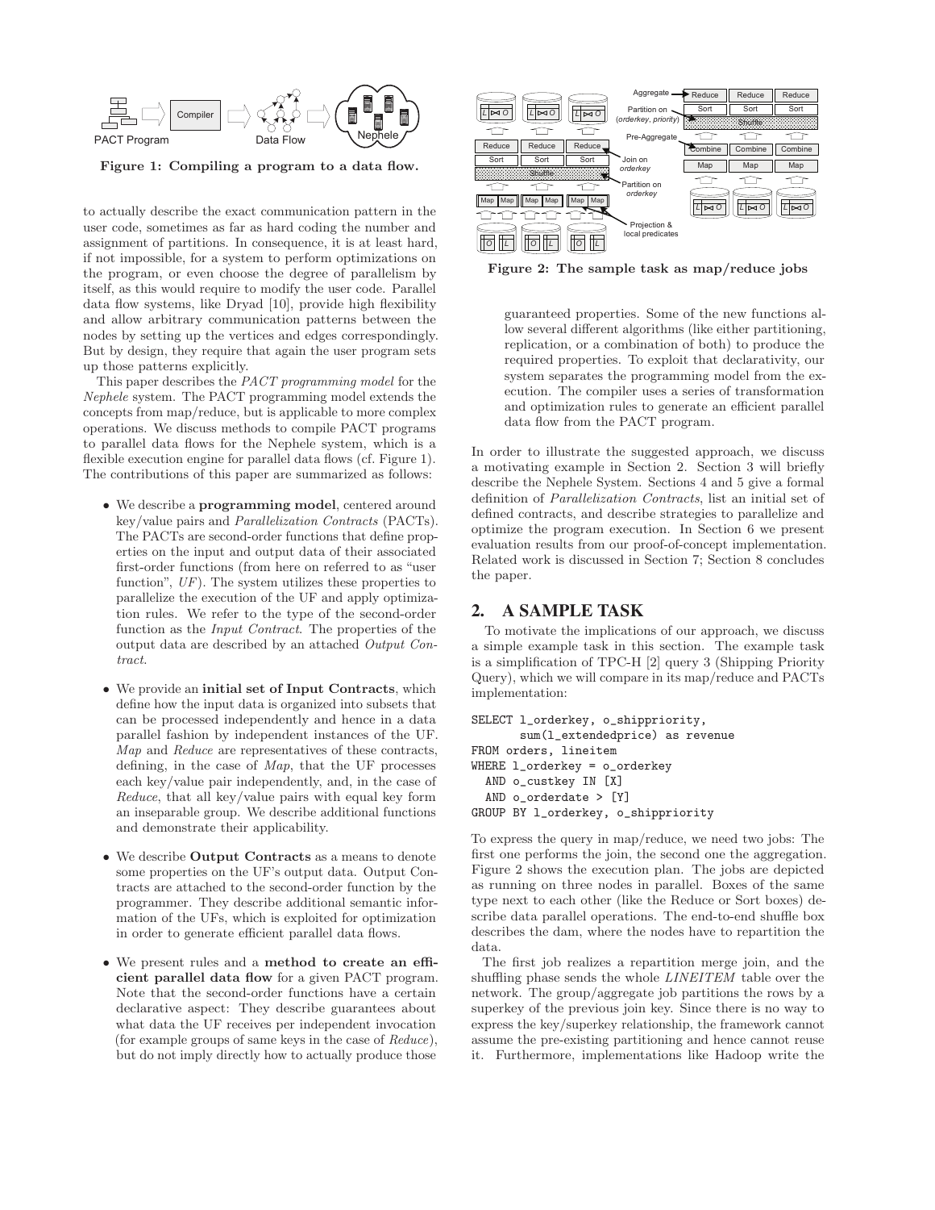PACT Program

Compiler

Data Flow

Nephele

**Figure 1: Compiling a program to a data flow.**

to actually describe the exact communication pattern in the user code, sometimes as far as hard coding the number and assignment of partitions. In consequence, it is at least hard, if not impossible, for a system to perform optimizations on the program, or even choose the degree of parallelism by itself, as this would require to modify the user code. Parallel data flow systems, like Dryad [10], provide high flexibility and allow arbitrary communication patterns between the nodes by setting up the vertices and edges correspondingly. But by design, they require that again the user program sets up those patterns explicitly.

This paper describes the *PACT programming model* for the *Nephele* system. The PACT programming model extends the concepts from map/reduce, but is applicable to more complex operations. We discuss methods to compile PACT programs to parallel data flows for the Nephele system, which is a flexible execution engine for parallel data flows (cf. Figure 1). The contributions of this paper are summarized as follows:

- We describe a **programming model**, centered around key/value pairs and *Parallelization Contracts* (PACTs). The PACTs are second-order functions that define properties on the input and output data of their associated first-order functions (from here on referred to as "user function", *UF*). The system utilizes these properties to parallelize the execution of the UF and apply optimization rules. We refer to the type of the second-order function as the *Input Contract*. The properties of the output data are described by an attached *Output Contract*.
- We provide an **initial set of Input Contracts**, which define how the input data is organized into subsets that can be processed independently and hence in a data parallel fashion by independent instances of the UF. *Map* and *Reduce* are representatives of these contracts, defining, in the case of *Map*, that the UF processes each key/value pair independently, and, in the case of *Reduce*, that all key/value pairs with equal key form an inseparable group. We describe additional functions and demonstrate their applicability.
- We describe **Output Contracts** as a means to denote some properties on the UF's output data. Output Contracts are attached to the second-order function by the programmer. They describe additional semantic information of the UFs, which is exploited for optimization in order to generate efficient parallel data flows.
- We present rules and a **method to create an efficient parallel data flow** for a given PACT program. Note that the second-order functions have a certain declarative aspect: They describe guarantees about what data the UF receives per independent invocation (for example groups of same keys in the case of *Reduce*), but do not imply directly how to actually produce those guaranteed properties. Some of the new functions allow several different algorithms (like either partitioning, replication, or a combination of both) to produce the required properties. To exploit that declarativity, our system separates the programming model from the execution. The compiler uses a series of transformation and optimization rules to generate an efficient parallel data flow from the PACT program.

Aggregate

Partition on (*orderkey*, *priority*)

Pre-Aggregate

Join on *orderkey*

Partition on *orderkey*

Projection & local predicates

**Figure 2: The sample task as map/reduce jobs**

In order to illustrate the suggested approach, we discuss a motivating example in Section 2. Section 3 will briefly describe the Nephele System. Sections 4 and 5 give a formal definition of *Parallelization Contracts*, list an initial set of defined contracts, and describe strategies to parallelize and optimize the program execution. In Section 6 we present evaluation results from our proof-of-concept implementation. Related work is discussed in Section 7; Section 8 concludes the paper.

## 2. A SAMPLE TASK

To motivate the implications of our approach, we discuss a simple example task in this section. The example task is a simplification of TPC-H [2] query 3 (Shipping Priority Query), which we will compare in its map/reduce and PACTs implementation:

```
SELECT l_orderkey, o_shippriority,
       sum(l_extendedprice) as revenue
FROM orders, lineitem
WHERE l_orderkey = o_orderkey
  AND o_custkey IN [X]
  AND o_orderdate > [Y]
GROUP BY l_orderkey, o_shippriority
```

To express the query in map/reduce, we need two jobs: The first one performs the join, the second one the aggregation. Figure 2 shows the execution plan. The jobs are depicted as running on three nodes in parallel. Boxes of the same type next to each other (like the Reduce or Sort boxes) describe data parallel operations. The end-to-end shuffle box describes the dam, where the nodes have to repartition the data.

The first job realizes a repartition merge join, and the shuffling phase sends the whole *LINEITEM* table over the network. The group/aggregate job partitions the rows by a superkey of the previous join key. Since there is no way to express the key/superkey relationship, the framework cannot assume the pre-existing partitioning and hence cannot reuse it. Furthermore, implementations like Hadoop write the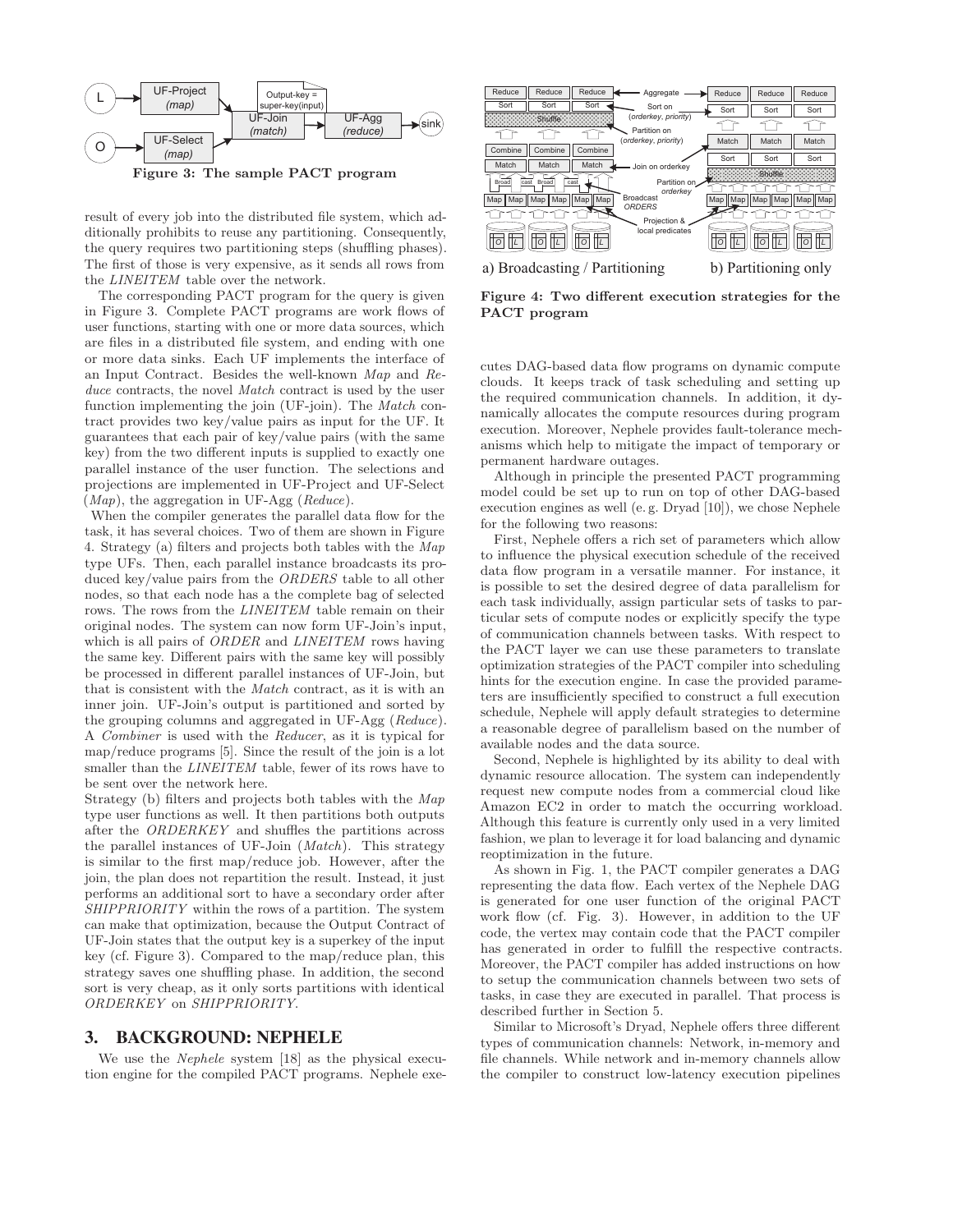L → UF-Project (map)
O → UF-Select (map)
Output-key = super-key(input)
UF-Join (match)
UF-Agg (reduce)
sink

Figure 3: The sample PACT program

result of every job into the distributed file system, which additionally prohibits to reuse any partitioning. Consequently, the query requires two partitioning steps (shuffling phases). The first of those is very expensive, as it sends all rows from the *LINEITEM* table over the network.

The corresponding PACT program for the query is given in Figure 3. Complete PACT programs are work flows of user functions, starting with one or more data sources, which are files in a distributed file system, and ending with one or more data sinks. Each UF implements the interface of an Input Contract. Besides the well-known *Map* and *Reduce* contracts, the novel *Match* contract is used by the user function implementing the join (UF-join). The *Match* contract provides two key/value pairs as input for the UF. It guarantees that each pair of key/value pairs (with the same key) from the two different inputs is supplied to exactly one parallel instance of the user function. The selections and projections are implemented in UF-Project and UF-Select (*Map*), the aggregation in UF-Agg (*Reduce*).

When the compiler generates the parallel data flow for the task, it has several choices. Two of them are shown in Figure 4. Strategy (a) filters and projects both tables with the *Map* type UFs. Then, each parallel instance broadcasts its produced key/value pairs from the *ORDERS* table to all other nodes, so that each node has a the complete bag of selected rows. The rows from the *LINEITEM* table remain on their original nodes. The system can now form UF-Join's input, which is all pairs of *ORDER* and *LINEITEM* rows having the same key. Different pairs with the same key will possibly be processed in different parallel instances of UF-Join, but that is consistent with the *Match* contract, as it is with an inner join. UF-Join's output is partitioned and sorted by the grouping columns and aggregated in UF-Agg (*Reduce*). A *Combiner* is used with the *Reducer*, as it is typical for map/reduce programs [5]. Since the result of the join is a lot smaller than the *LINEITEM* table, fewer of its rows have to be sent over the network here.

Strategy (b) filters and projects both tables with the *Map* type user functions as well. It then partitions both outputs after the *ORDERKEY* and shuffles the partitions across the parallel instances of UF-Join (*Match*). This strategy is similar to the first map/reduce job. However, after the join, the plan does not repartition the result. Instead, it just performs an additional sort to have a secondary order after *SHIPPRIORITY* within the rows of a partition. The system can make that optimization, because the Output Contract of UF-Join states that the output key is a superkey of the input key (cf. Figure 3). Compared to the map/reduce plan, this strategy saves one shuffling phase. In addition, the second sort is very cheap, as it only sorts partitions with identical *ORDERKEY* on *SHIPPRIORITY*.

## 3. BACKGROUND: NEPHELE

We use the *Nephele* system [18] as the physical execution engine for the compiled PACT programs. Nephele executes DAG-based data flow programs on dynamic compute clouds. It keeps track of task scheduling and setting up the required communication channels. In addition, it dynamically allocates the compute resources during program execution. Moreover, Nephele provides fault-tolerance mechanisms which help to mitigate the impact of temporary or permanent hardware outages.

Reduce Reduce Reduce
Sort Sort Sort
Shuffle
Combine Combine Combine
Match Match Match
Broad cast Broad cast
Map Map Map Map Map Map
O L O L O L
Aggregate
Sort on (orderkey, priority)
Partition on (orderkey, priority)
Join on orderkey
Partition on orderkey
Broadcast ORDERS
Projection & local predicates
Reduce Reduce Reduce
Sort Sort Sort
Match Match Match
Sort Sort Sort
Shuffle
Map Map Map Map Map Map
O L O L O L

a) Broadcasting / Partitioning
b) Partitioning only

Figure 4: Two different execution strategies for the PACT program

Although in principle the presented PACT programming model could be set up to run on top of other DAG-based execution engines as well (e.g. Dryad [10]), we chose Nephele for the following two reasons:

First, Nephele offers a rich set of parameters which allow to influence the physical execution schedule of the received data flow program in a versatile manner. For instance, it is possible to set the desired degree of data parallelism for each task individually, assign particular sets of tasks to particular sets of compute nodes or explicitly specify the type of communication channels between tasks. With respect to the PACT layer we can use these parameters to translate optimization strategies of the PACT compiler into scheduling hints for the execution engine. In case the provided parameters are insufficiently specified to construct a full execution schedule, Nephele will apply default strategies to determine a reasonable degree of parallelism based on the number of available nodes and the data source.

Second, Nephele is highlighted by its ability to deal with dynamic resource allocation. The system can independently request new compute nodes from a commercial cloud like Amazon EC2 in order to match the occurring workload. Although this feature is currently only used in a very limited fashion, we plan to leverage it for load balancing and dynamic reoptimization in the future.

As shown in Fig. 1, the PACT compiler generates a DAG representing the data flow. Each vertex of the Nephele DAG is generated for one user function of the original PACT work flow (cf. Fig. 3). However, in addition to the UF code, the vertex may contain code that the PACT compiler has generated in order to fulfill the respective contracts. Moreover, the PACT compiler has added instructions on how to setup the communication channels between two sets of tasks, in case they are executed in parallel. That process is described further in Section 5.

Similar to Microsoft's Dryad, Nephele offers three different types of communication channels: Network, in-memory and file channels. While network and in-memory channels allow the compiler to construct low-latency execution pipelines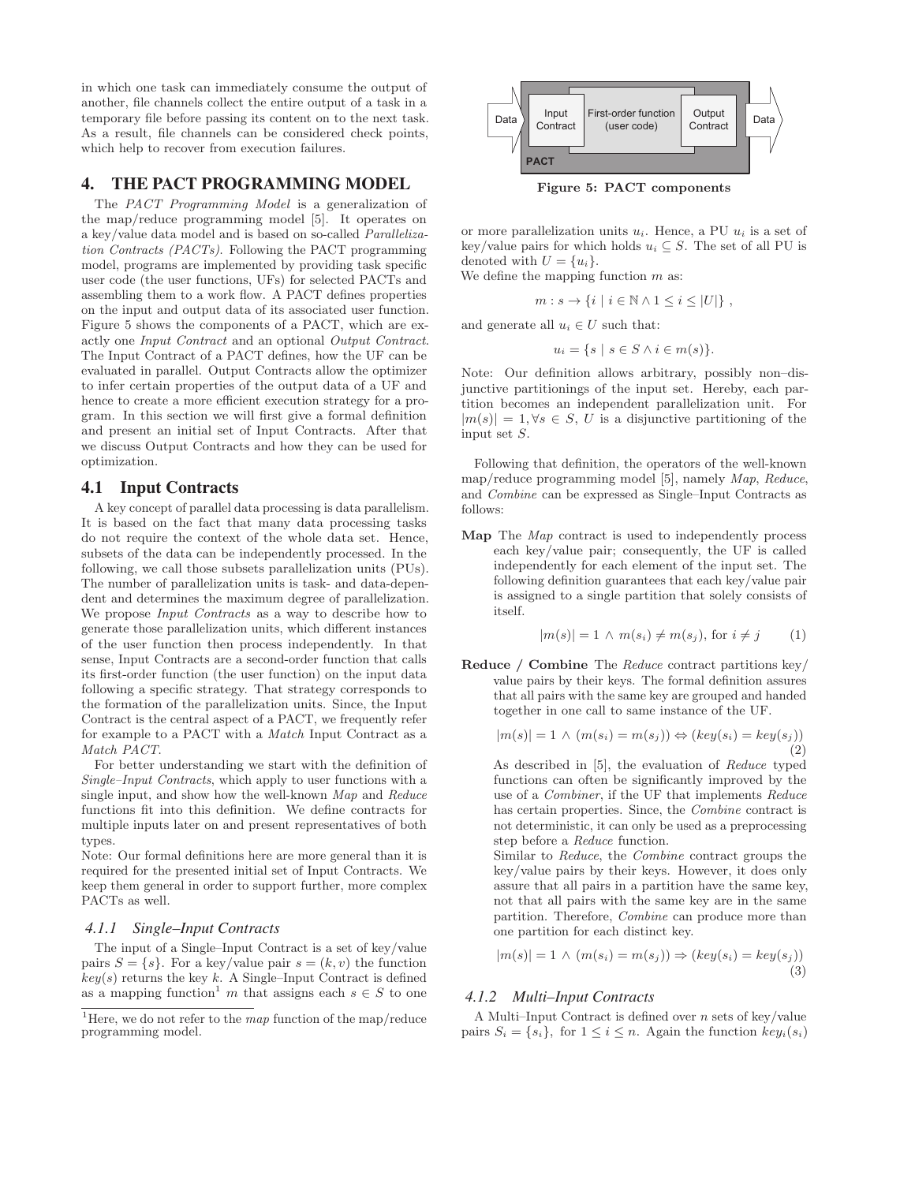in which one task can immediately consume the output of another, file channels collect the entire output of a task in a temporary file before passing its content on to the next task. As a result, file channels can be considered check points, which help to recover from execution failures.

# 4. THE PACT PROGRAMMING MODEL

The *PACT Programming Model* is a generalization of the map/reduce programming model [5]. It operates on a key/value data model and is based on so-called *Parallelization Contracts (PACTs)*. Following the PACT programming model, programs are implemented by providing task specific user code (the user functions, UFs) for selected PACTs and assembling them to a work flow. A PACT defines properties on the input and output data of its associated user function. Figure 5 shows the components of a PACT, which are exactly one *Input Contract* and an optional *Output Contract*. The Input Contract of a PACT defines, how the UF can be evaluated in parallel. Output Contracts allow the optimizer to infer certain properties of the output data of a UF and hence to create a more efficient execution strategy for a program. In this section we will first give a formal definition and present an initial set of Input Contracts. After that we discuss Output Contracts and how they can be used for optimization.

Data

Input Contract

First-order function (user code)

Output Contract

Data

PACT

**Figure 5: PACT components**

## 4.1 Input Contracts

A key concept of parallel data processing is data parallelism. It is based on the fact that many data processing tasks do not require the context of the whole data set. Hence, subsets of the data can be independently processed. In the following, we call those subsets parallelization units (PUs). The number of parallelization units is task- and data-dependent and determines the maximum degree of parallelization. We propose *Input Contracts* as a way to describe how to generate those parallelization units, which different instances of the user function then process independently. In that sense, Input Contracts are a second-order function that calls its first-order function (the user function) on the input data following a specific strategy. That strategy corresponds to the formation of the parallelization units. Since, the Input Contract is the central aspect of a PACT, we frequently refer for example to a PACT with a *Match* Input Contract as a *Match PACT*.

For better understanding we start with the definition of *Single–Input Contracts*, which apply to user functions with a single input, and show how the well-known *Map* and *Reduce* functions fit into this definition. We define contracts for multiple inputs later on and present representatives of both types.

Note: Our formal definitions here are more general than it is required for the presented initial set of Input Contracts. We keep them general in order to support further, more complex PACTs as well.

### 4.1.1 Single–Input Contracts

The input of a Single–Input Contract is a set of key/value pairs $S = \{s\}$. For a key/value pair $s = (k, v)$ the function $key(s)$ returns the key $k$. A Single–Input Contract is defined as a mapping function[1] $m$ that assigns each $s \in S$ to one or more parallelization units $u_i$. Hence, a PU $u_i$ is a set of key/value pairs for which holds $u_i \subseteq S$. The set of all PU is denoted with $U = \{u_i\}$.

We define the mapping function $m$ as:

$$m : s \rightarrow \{i \mid i \in \mathbb{N} \wedge 1 \leq i \leq |U|\},$$

and generate all $u_i \in U$ such that:

$$u_i = \{s \mid s \in S \wedge i \in m(s)\}.$$

Note: Our definition allows arbitrary, possibly non–disjunctive partitionings of the input set. Hereby, each partition becomes an independent parallelization unit. For $|m(s)| = 1, \forall s \in S$, $U$ is a disjunctive partitioning of the input set $S$.

Following that definition, the operators of the well-known map/reduce programming model [5], namely *Map*, *Reduce*, and *Combine* can be expressed as Single–Input Contracts as follows:

**Map** The *Map* contract is used to independently process each key/value pair; consequently, the UF is called independently for each element of the input set. The following definition guarantees that each key/value pair is assigned to a single partition that solely consists of itself.

$$|m(s)| = 1 \wedge m(s_i) \neq m(s_j), \text{ for } i \neq j \tag{1}$$

**Reduce / Combine** The *Reduce* contract partitions key/value pairs by their keys. The formal definition assures that all pairs with the same key are grouped and handed together in one call to same instance of the UF.

$$|m(s)| = 1 \wedge (m(s_i) = m(s_j)) \Leftrightarrow (key(s_i) = key(s_j)) \tag{2}$$

As described in [5], the evaluation of *Reduce* typed functions can often be significantly improved by the use of a *Combiner*, if the UF that implements *Reduce* has certain properties. Since, the *Combine* contract is not deterministic, it can only be used as a preprocessing step before a *Reduce* function.

Similar to *Reduce*, the *Combine* contract groups the key/value pairs by their keys. However, it does only assure that all pairs in a partition have the same key, not that all pairs with the same key are in the same partition. Therefore, *Combine* can produce more than one partition for each distinct key.

$$|m(s)| = 1 \wedge (m(s_i) = m(s_j)) \Rightarrow (key(s_i) = key(s_j)) \tag{3}$$

### 4.1.2 Multi–Input Contracts

A Multi–Input Contract is defined over $n$ sets of key/value pairs $S_i = \{s_i\}$, for $1 \leq i \leq n$. Again the function $key_i(s_i)$

[1] Here, we do not refer to the *map* function of the map/reduce programming model.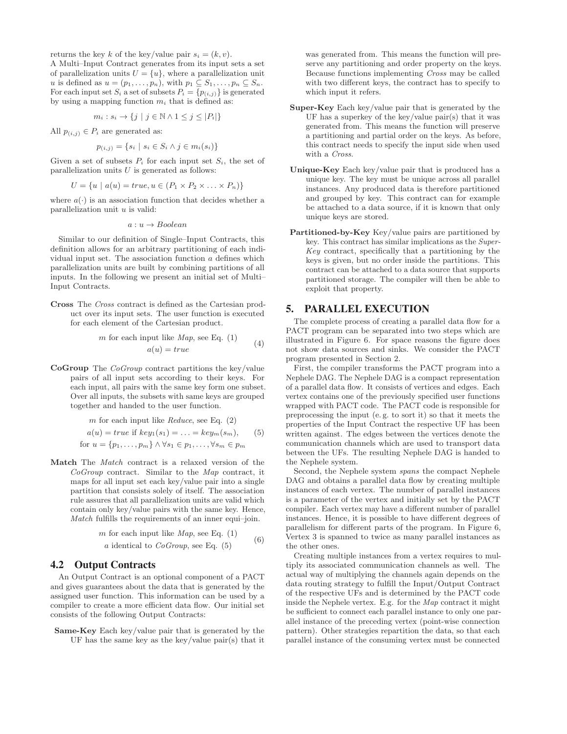returns the key $k$ of the key/value pair $s_i = (k, v)$.
A Multi–Input Contract generates from its input sets a set of parallelization units $U = \{u\}$, where a parallelization unit $u$ is defined as $u = (p_1, \ldots, p_n)$, with $p_1 \subseteq S_1, \ldots, p_n \subseteq S_n$. For each input set $S_i$ a set of subsets $P_i = \{p_{(i,j)}\}$ is generated by using a mapping function $m_i$ that is defined as:

$$m_i : s_i \rightarrow \{j \mid j \in \mathbb{N} \wedge 1 \leq j \leq |P_i|\}$$

All $p_{(i,j)} \in P_i$ are generated as:

$$p_{(i,j)} = \{s_i \mid s_i \in S_i \wedge j \in m_i(s_i)\}$$

Given a set of subsets $P_i$ for each input set $S_i$, the set of parallelization units $U$ is generated as follows:

$$U = \{u \mid a(u) = true, u \in (P_1 \times P_2 \times \ldots \times P_n)\}$$

where $a(\cdot)$ is an association function that decides whether a parallelization unit $u$ is valid:

$$a : u \rightarrow Boolean$$

Similar to our definition of Single–Input Contracts, this definition allows for an arbitrary partitioning of each individual input set. The association function $a$ defines which parallelization units are built by combining partitions of all inputs. In the following we present an initial set of Multi–Input Contracts.

**Cross** The *Cross* contract is defined as the Cartesian product over its input sets. The user function is executed for each element of the Cartesian product.

$$\begin{gathered} m \text{ for each input like } Map\text{, see Eq. (1)} \\ a(u) = true \end{gathered} \tag{4}$$

**CoGroup** The *CoGroup* contract partitions the key/value pairs of all input sets according to their keys. For each input, all pairs with the same key form one subset. Over all inputs, the subsets with same keys are grouped together and handed to the user function.

$$\begin{gathered} m \text{ for each input like } Reduce\text{, see Eq. (2)} \\ a(u) = true \text{ if } key_1(s_1) = \ldots = key_m(s_m), \\ \text{for } u = \{p_1, \ldots, p_m\} \wedge \forall s_1 \in p_1, \ldots, \forall s_m \in p_m \end{gathered} \tag{5}$$

**Match** The *Match* contract is a relaxed version of the *CoGroup* contract. Similar to the *Map* contract, it maps for all input set each key/value pair into a single partition that consists solely of itself. The association rule assures that all parallelization units are valid which contain only key/value pairs with the same key. Hence, *Match* fulfills the requirements of an inner equi–join.

$$\begin{gathered} m \text{ for each input like } Map\text{, see Eq. (1)} \\ a \text{ identical to } CoGroup\text{, see Eq. (5)} \end{gathered} \tag{6}$$

### 4.2 Output Contracts

An Output Contract is an optional component of a PACT and gives guarantees about the data that is generated by the assigned user function. This information can be used by a compiler to create a more efficient data flow. Our initial set consists of the following Output Contracts:

**Same-Key** Each key/value pair that is generated by the UF has the same key as the key/value pair(s) that it was generated from. This means the function will preserve any partitioning and order property on the keys. Because functions implementing *Cross* may be called with two different keys, the contract has to specify to which input it refers.

**Super-Key** Each key/value pair that is generated by the UF has a superkey of the key/value pair(s) that it was generated from. This means the function will preserve a partitioning and partial order on the keys. As before, this contract needs to specify the input side when used with a *Cross*.

**Unique-Key** Each key/value pair that is produced has a unique key. The key must be unique across all parallel instances. Any produced data is therefore partitioned and grouped by key. This contract can for example be attached to a data source, if it is known that only unique keys are stored.

**Partitioned-by-Key** Key/value pairs are partitioned by key. This contract has similar implications as the *Super-Key* contract, specifically that a partitioning by the keys is given, but no order inside the partitions. This contract can be attached to a data source that supports partitioned storage. The compiler will then be able to exploit that property.

## 5. PARALLEL EXECUTION

The complete process of creating a parallel data flow for a PACT program can be separated into two steps which are illustrated in Figure 6. For space reasons the figure does not show data sources and sinks. We consider the PACT program presented in Section 2.

First, the compiler transforms the PACT program into a Nephele DAG. The Nephele DAG is a compact representation of a parallel data flow. It consists of vertices and edges. Each vertex contains one of the previously specified user functions wrapped with PACT code. The PACT code is responsible for preprocessing the input (e. g. to sort it) so that it meets the properties of the Input Contract the respective UF has been written against. The edges between the vertices denote the communication channels which are used to transport data between the UFs. The resulting Nephele DAG is handed to the Nephele system.

Second, the Nephele system *spans* the compact Nephele DAG and obtains a parallel data flow by creating multiple instances of each vertex. The number of parallel instances is a parameter of the vertex and initially set by the PACT compiler. Each vertex may have a different number of parallel instances. Hence, it is possible to have different degrees of parallelism for different parts of the program. In Figure 6, Vertex 3 is spanned to twice as many parallel instances as the other ones.

Creating multiple instances from a vertex requires to multiply its associated communication channels as well. The actual way of multiplying the channels again depends on the data routing strategy to fulfill the Input/Output Contract of the respective UFs and is determined by the PACT code inside the Nephele vertex. E.g. for the *Map* contract it might be sufficient to connect each parallel instance to only one parallel instance of the preceding vertex (point-wise connection pattern). Other strategies repartition the data, so that each parallel instance of the consuming vertex must be connected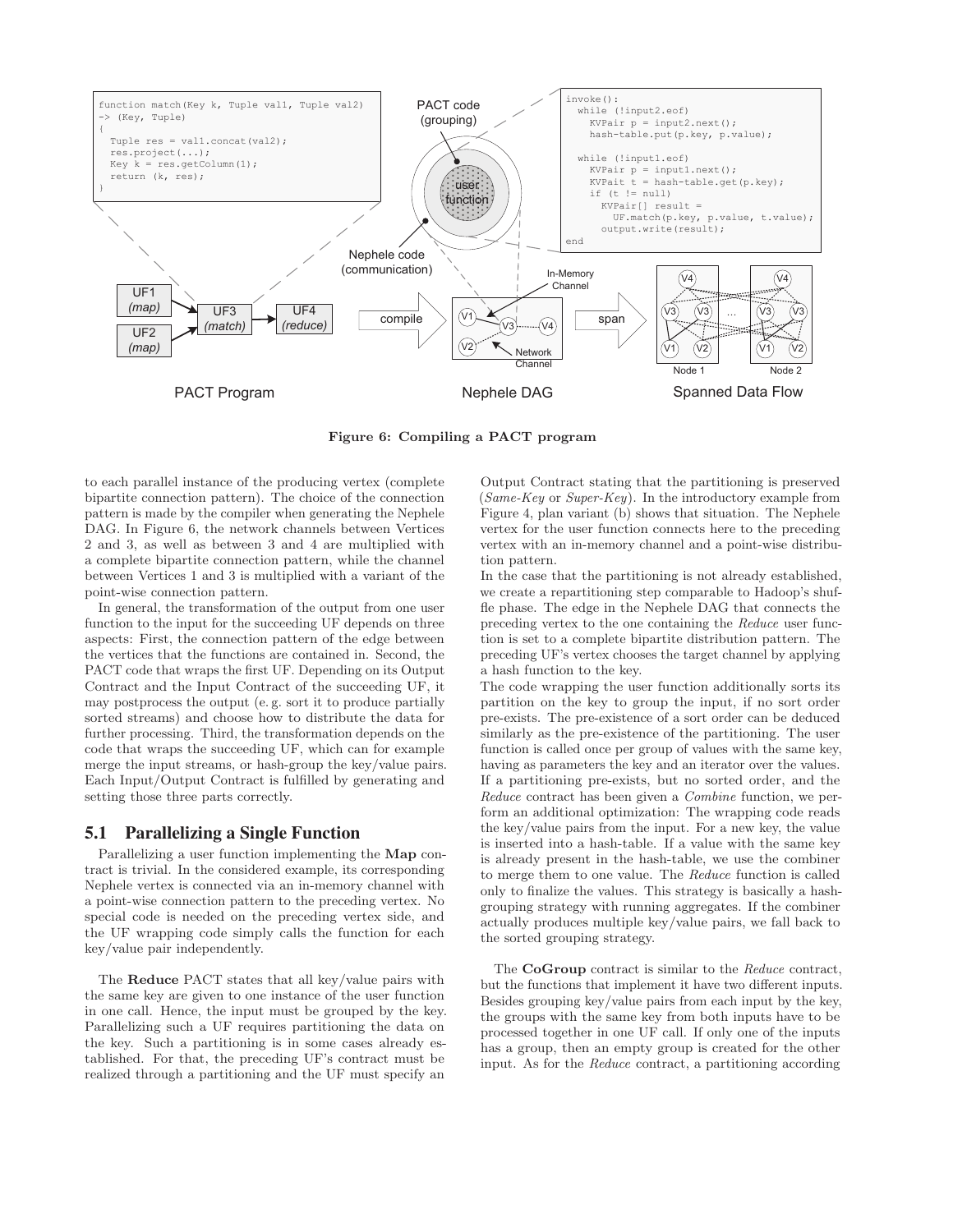```
function match(Key k, Tuple val1, Tuple val2)
-> (Key, Tuple)
{
  Tuple res = val1.concat(val2);
  res.project(...);
  Key k = res.getColumn(1);
  return (k, res);
}
```

```
invoke():
  while (!input2.eof)
    KVPair p = input2.next();
    hash-table.put(p.key, p.value);

  while (!input1.eof)
    KVPair p = input1.next();
    KVPait t = hash-table.get(p.key);
    if (t != null)
      KVPair[] result =
        UF.match(p.key, p.value, t.value);
      output.write(result);
end
```

**Figure 6: Compiling a PACT program**

to each parallel instance of the producing vertex (complete bipartite connection pattern). The choice of the connection pattern is made by the compiler when generating the Nephele DAG. In Figure 6, the network channels between Vertices 2 and 3, as well as between 3 and 4 are multiplied with a complete bipartite connection pattern, while the channel between Vertices 1 and 3 is multiplied with a variant of the point-wise connection pattern.

In general, the transformation of the output from one user function to the input for the succeeding UF depends on three aspects: First, the connection pattern of the edge between the vertices that the functions are contained in. Second, the PACT code that wraps the first UF. Depending on its Output Contract and the Input Contract of the succeeding UF, it may postprocess the output (e. g. sort it to produce partially sorted streams) and choose how to distribute the data for further processing. Third, the transformation depends on the code that wraps the succeeding UF, which can for example merge the input streams, or hash-group the key/value pairs. Each Input/Output Contract is fulfilled by generating and setting those three parts correctly.

## 5.1 Parallelizing a Single Function

Parallelizing a user function implementing the **Map** contract is trivial. In the considered example, its corresponding Nephele vertex is connected via an in-memory channel with a point-wise connection pattern to the preceding vertex. No special code is needed on the preceding vertex side, and the UF wrapping code simply calls the function for each key/value pair independently.

The **Reduce** PACT states that all key/value pairs with the same key are given to one instance of the user function in one call. Hence, the input must be grouped by the key. Parallelizing such a UF requires partitioning the data on the key. Such a partitioning is in some cases already established. For that, the preceding UF's contract must be realized through a partitioning and the UF must specify an Output Contract stating that the partitioning is preserved (*Same-Key* or *Super-Key*). In the introductory example from Figure 4, plan variant (b) shows that situation. The Nephele vertex for the user function connects here to the preceding vertex with an in-memory channel and a point-wise distribution pattern.

In the case that the partitioning is not already established, we create a repartitioning step comparable to Hadoop's shuffle phase. The edge in the Nephele DAG that connects the preceding vertex to the one containing the *Reduce* user function is set to a complete bipartite distribution pattern. The preceding UF's vertex chooses the target channel by applying a hash function to the key.

The code wrapping the user function additionally sorts its partition on the key to group the input, if no sort order pre-exists. The pre-existence of a sort order can be deduced similarly as the pre-existence of the partitioning. The user function is called once per group of values with the same key, having as parameters the key and an iterator over the values. If a partitioning pre-exists, but no sorted order, and the *Reduce* contract has been given a *Combine* function, we perform an additional optimization: The wrapping code reads the key/value pairs from the input. For a new key, the value is inserted into a hash-table. If a value with the same key is already present in the hash-table, we use the combiner to merge them to one value. The *Reduce* function is called only to finalize the values. This strategy is basically a hash-grouping strategy with running aggregates. If the combiner actually produces multiple key/value pairs, we fall back to the sorted grouping strategy.

The **CoGroup** contract is similar to the *Reduce* contract, but the functions that implement it have two different inputs. Besides grouping key/value pairs from each input by the key, the groups with the same key from both inputs have to be processed together in one UF call. If only one of the inputs has a group, then an empty group is created for the other input. As for the *Reduce* contract, a partitioning according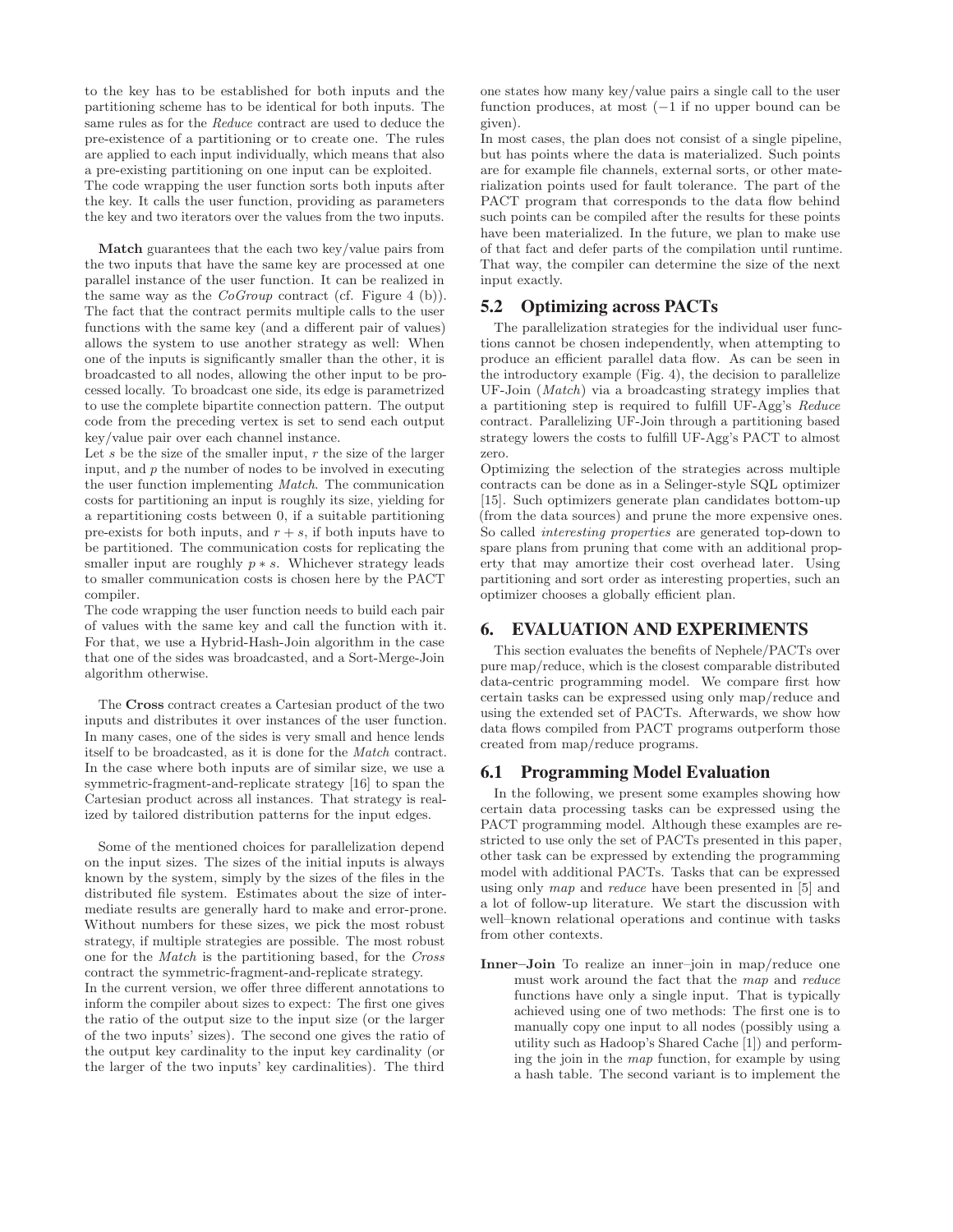to the key has to be established for both inputs and the partitioning scheme has to be identical for both inputs. The same rules as for the *Reduce* contract are used to deduce the pre-existence of a partitioning or to create one. The rules are applied to each input individually, which means that also a pre-existing partitioning on one input can be exploited. The code wrapping the user function sorts both inputs after the key. It calls the user function, providing as parameters the key and two iterators over the values from the two inputs.

**Match** guarantees that the each two key/value pairs from the two inputs that have the same key are processed at one parallel instance of the user function. It can be realized in the same way as the *CoGroup* contract (cf. Figure 4 (b)). The fact that the contract permits multiple calls to the user functions with the same key (and a different pair of values) allows the system to use another strategy as well: When one of the inputs is significantly smaller than the other, it is broadcasted to all nodes, allowing the other input to be processed locally. To broadcast one side, its edge is parametrized to use the complete bipartite connection pattern. The output code from the preceding vertex is set to send each output key/value pair over each channel instance.

Let $s$ be the size of the smaller input, $r$ the size of the larger input, and $p$ the number of nodes to be involved in executing the user function implementing *Match*. The communication costs for partitioning an input is roughly its size, yielding for a repartitioning costs between 0, if a suitable partitioning pre-exists for both inputs, and $r + s$, if both inputs have to be partitioned. The communication costs for replicating the smaller input are roughly $p * s$. Whichever strategy leads to smaller communication costs is chosen here by the PACT compiler.

The code wrapping the user function needs to build each pair of values with the same key and call the function with it. For that, we use a Hybrid-Hash-Join algorithm in the case that one of the sides was broadcasted, and a Sort-Merge-Join algorithm otherwise.

The **Cross** contract creates a Cartesian product of the two inputs and distributes it over instances of the user function. In many cases, one of the sides is very small and hence lends itself to be broadcasted, as it is done for the *Match* contract. In the case where both inputs are of similar size, we use a symmetric-fragment-and-replicate strategy [16] to span the Cartesian product across all instances. That strategy is realized by tailored distribution patterns for the input edges.

Some of the mentioned choices for parallelization depend on the input sizes. The sizes of the initial inputs is always known by the system, simply by the sizes of the files in the distributed file system. Estimates about the size of intermediate results are generally hard to make and error-prone. Without numbers for these sizes, we pick the most robust strategy, if multiple strategies are possible. The most robust one for the *Match* is the partitioning based, for the *Cross* contract the symmetric-fragment-and-replicate strategy.

In the current version, we offer three different annotations to inform the compiler about sizes to expect: The first one gives the ratio of the output size to the input size (or the larger of the two inputs' sizes). The second one gives the ratio of the output key cardinality to the input key cardinality (or the larger of the two inputs' key cardinalities). The third one states how many key/value pairs a single call to the user function produces, at most ($-1$ if no upper bound can be given).

In most cases, the plan does not consist of a single pipeline, but has points where the data is materialized. Such points are for example file channels, external sorts, or other materialization points used for fault tolerance. The part of the PACT program that corresponds to the data flow behind such points can be compiled after the results for these points have been materialized. In the future, we plan to make use of that fact and defer parts of the compilation until runtime. That way, the compiler can determine the size of the next input exactly.

## 5.2 Optimizing across PACTs

The parallelization strategies for the individual user functions cannot be chosen independently, when attempting to produce an efficient parallel data flow. As can be seen in the introductory example (Fig. 4), the decision to parallelize UF-Join (*Match*) via a broadcasting strategy implies that a partitioning step is required to fulfill UF-Agg's *Reduce* contract. Parallelizing UF-Join through a partitioning based strategy lowers the costs to fulfill UF-Agg's PACT to almost zero.

Optimizing the selection of the strategies across multiple contracts can be done as in a Selinger-style SQL optimizer [15]. Such optimizers generate plan candidates bottom-up (from the data sources) and prune the more expensive ones. So called *interesting properties* are generated top-down to spare plans from pruning that come with an additional property that may amortize their cost overhead later. Using partitioning and sort order as interesting properties, such an optimizer chooses a globally efficient plan.

# 6. EVALUATION AND EXPERIMENTS

This section evaluates the benefits of Nephele/PACTs over pure map/reduce, which is the closest comparable distributed data-centric programming model. We compare first how certain tasks can be expressed using only map/reduce and using the extended set of PACTs. Afterwards, we show how data flows compiled from PACT programs outperform those created from map/reduce programs.

## 6.1 Programming Model Evaluation

In the following, we present some examples showing how certain data processing tasks can be expressed using the PACT programming model. Although these examples are restricted to use only the set of PACTs presented in this paper, other task can be expressed by extending the programming model with additional PACTs. Tasks that can be expressed using only *map* and *reduce* have been presented in [5] and a lot of follow-up literature. We start the discussion with well–known relational operations and continue with tasks from other contexts.

**Inner–Join** To realize an inner–join in map/reduce one must work around the fact that the *map* and *reduce* functions have only a single input. That is typically achieved using one of two methods: The first one is to manually copy one input to all nodes (possibly using a utility such as Hadoop's Shared Cache [1]) and performing the join in the *map* function, for example by using a hash table. The second variant is to implement the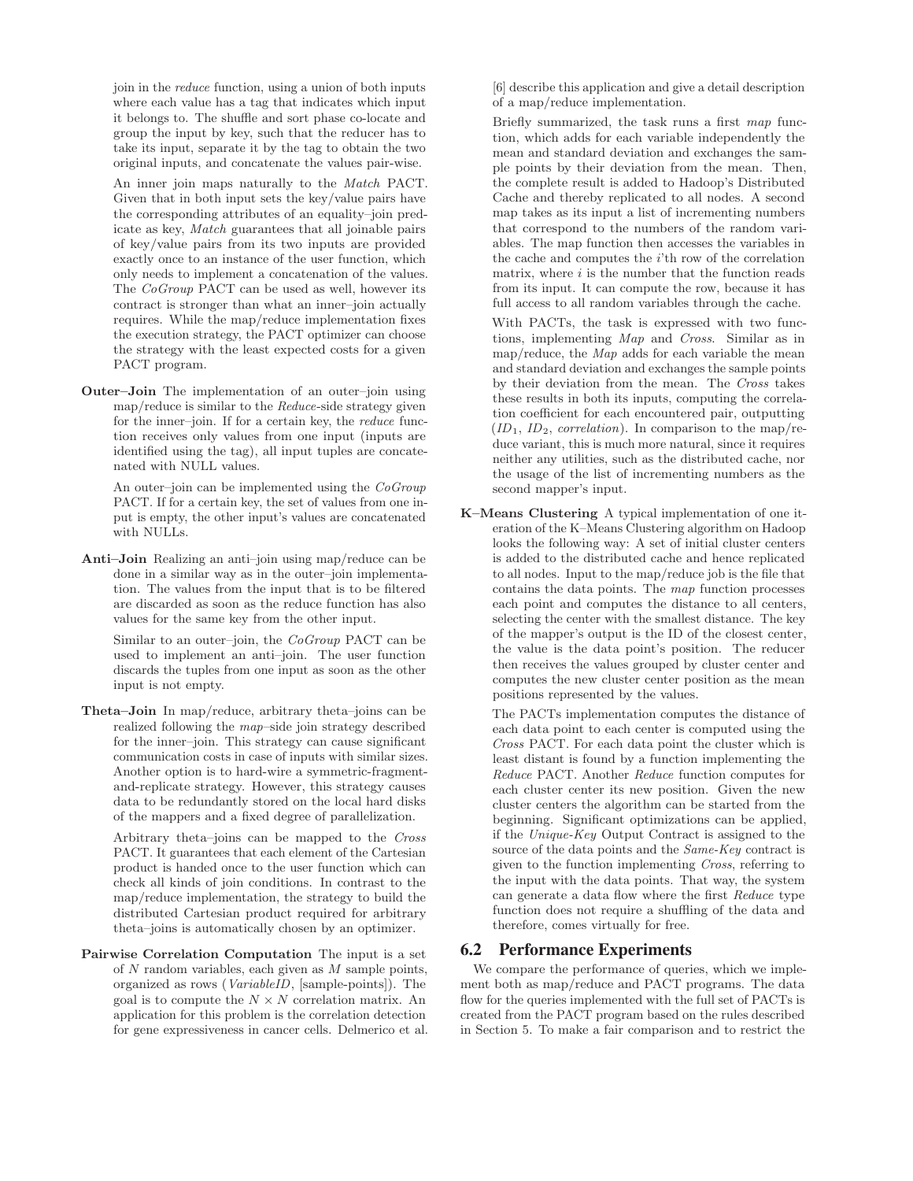join in the *reduce* function, using a union of both inputs where each value has a tag that indicates which input it belongs to. The shuffle and sort phase co-locate and group the input by key, such that the reducer has to take its input, separate it by the tag to obtain the two original inputs, and concatenate the values pair-wise.

An inner join maps naturally to the *Match* PACT. Given that in both input sets the key/value pairs have the corresponding attributes of an equality–join predicate as key, *Match* guarantees that all joinable pairs of key/value pairs from its two inputs are provided exactly once to an instance of the user function, which only needs to implement a concatenation of the values. The *CoGroup* PACT can be used as well, however its contract is stronger than what an inner–join actually requires. While the map/reduce implementation fixes the execution strategy, the PACT optimizer can choose the strategy with the least expected costs for a given PACT program.

**Outer–Join** The implementation of an outer–join using map/reduce is similar to the *Reduce*-side strategy given for the inner–join. If for a certain key, the *reduce* function receives only values from one input (inputs are identified using the tag), all input tuples are concatenated with NULL values.

An outer–join can be implemented using the *CoGroup* PACT. If for a certain key, the set of values from one input is empty, the other input's values are concatenated with NULLs.

**Anti–Join** Realizing an anti–join using map/reduce can be done in a similar way as in the outer–join implementation. The values from the input that is to be filtered are discarded as soon as the reduce function has also values for the same key from the other input.

Similar to an outer–join, the *CoGroup* PACT can be used to implement an anti–join. The user function discards the tuples from one input as soon as the other input is not empty.

**Theta–Join** In map/reduce, arbitrary theta–joins can be realized following the *map*–side join strategy described for the inner–join. This strategy can cause significant communication costs in case of inputs with similar sizes. Another option is to hard-wire a symmetric-fragment-and-replicate strategy. However, this strategy causes data to be redundantly stored on the local hard disks of the mappers and a fixed degree of parallelization.

Arbitrary theta–joins can be mapped to the *Cross* PACT. It guarantees that each element of the Cartesian product is handed once to the user function which can check all kinds of join conditions. In contrast to the map/reduce implementation, the strategy to build the distributed Cartesian product required for arbitrary theta–joins is automatically chosen by an optimizer.

**Pairwise Correlation Computation** The input is a set of $N$ random variables, each given as $M$ sample points, organized as rows (*VariableID*, [sample-points]). The goal is to compute the $N \times N$ correlation matrix. An application for this problem is the correlation detection for gene expressiveness in cancer cells. Delmerico et al. [6] describe this application and give a detail description of a map/reduce implementation.

Briefly summarized, the task runs a first *map* function, which adds for each variable independently the mean and standard deviation and exchanges the sample points by their deviation from the mean. Then, the complete result is added to Hadoop's Distributed Cache and thereby replicated to all nodes. A second map takes as its input a list of incrementing numbers that correspond to the numbers of the random variables. The map function then accesses the variables in the cache and computes the $i$'th row of the correlation matrix, where $i$ is the number that the function reads from its input. It can compute the row, because it has full access to all random variables through the cache.

With PACTs, the task is expressed with two functions, implementing *Map* and *Cross*. Similar as in map/reduce, the *Map* adds for each variable the mean and standard deviation and exchanges the sample points by their deviation from the mean. The *Cross* takes these results in both its inputs, computing the correlation coefficient for each encountered pair, outputting ($ID_1$, $ID_2$, *correlation*). In comparison to the map/reduce variant, this is much more natural, since it requires neither any utilities, such as the distributed cache, nor the usage of the list of incrementing numbers as the second mapper's input.

**K–Means Clustering** A typical implementation of one iteration of the K–Means Clustering algorithm on Hadoop looks the following way: A set of initial cluster centers is added to the distributed cache and hence replicated to all nodes. Input to the map/reduce job is the file that contains the data points. The *map* function processes each point and computes the distance to all centers, selecting the center with the smallest distance. The key of the mapper's output is the ID of the closest center, the value is the data point's position. The reducer then receives the values grouped by cluster center and computes the new cluster center position as the mean positions represented by the values.

The PACTs implementation computes the distance of each data point to each center is computed using the *Cross* PACT. For each data point the cluster which is least distant is found by a function implementing the *Reduce* PACT. Another *Reduce* function computes for each cluster center its new position. Given the new cluster centers the algorithm can be started from the beginning. Significant optimizations can be applied, if the *Unique-Key* Output Contract is assigned to the source of the data points and the *Same-Key* contract is given to the function implementing *Cross*, referring to the input with the data points. That way, the system can generate a data flow where the first *Reduce* type function does not require a shuffling of the data and therefore, comes virtually for free.

## 6.2 Performance Experiments

We compare the performance of queries, which we implement both as map/reduce and PACT programs. The data flow for the queries implemented with the full set of PACTs is created from the PACT program based on the rules described in Section 5. To make a fair comparison and to restrict the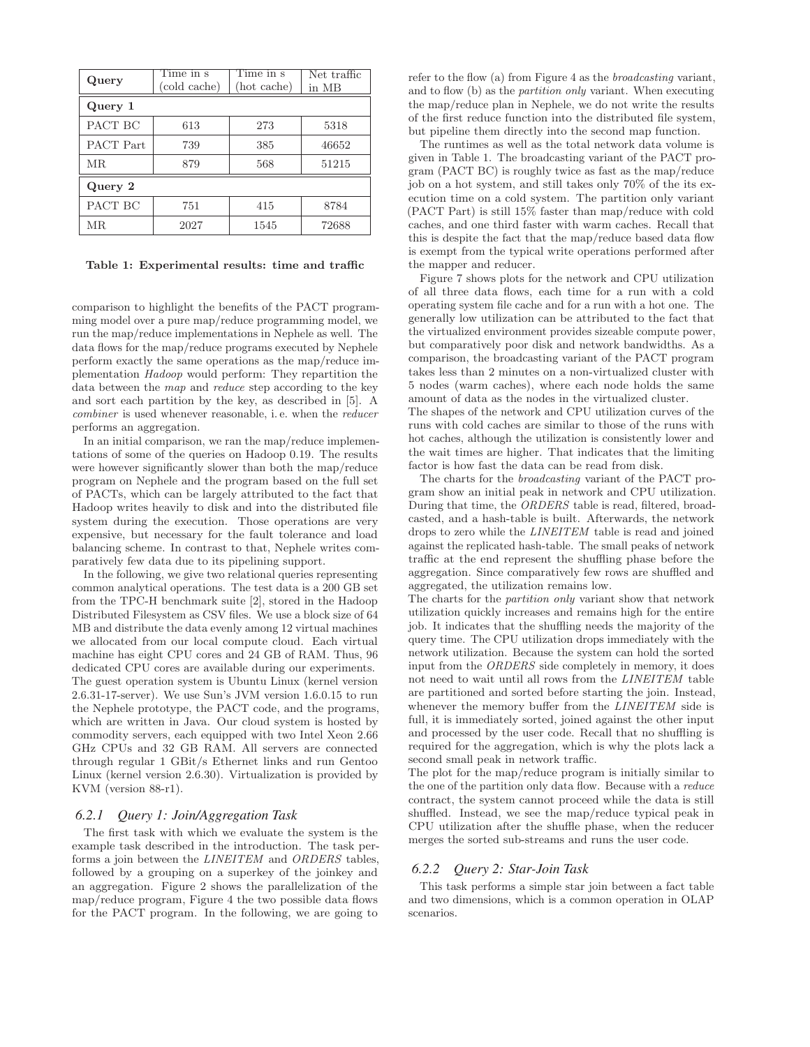| Query | Time in s (cold cache) | Time in s (hot cache) | Net traffic in MB |
|---|---|---|---|
| **Query 1** | | | |
| PACT BC | 613 | 273 | 5318 |
| PACT Part | 739 | 385 | 46652 |
| MR | 879 | 568 | 51215 |
| **Query 2** | | | |
| PACT BC | 751 | 415 | 8784 |
| MR | 2027 | 1545 | 72688 |

**Table 1: Experimental results: time and traffic**

comparison to highlight the benefits of the PACT programming model over a pure map/reduce programming model, we run the map/reduce implementations in Nephele as well. The data flows for the map/reduce programs executed by Nephele perform exactly the same operations as the map/reduce implementation *Hadoop* would perform: They repartition the data between the *map* and *reduce* step according to the key and sort each partition by the key, as described in [5]. A *combiner* is used whenever reasonable, i. e. when the *reducer* performs an aggregation.

In an initial comparison, we ran the map/reduce implementations of some of the queries on Hadoop 0.19. The results were however significantly slower than both the map/reduce program on Nephele and the program based on the full set of PACTs, which can be largely attributed to the fact that Hadoop writes heavily to disk and into the distributed file system during the execution. Those operations are very expensive, but necessary for the fault tolerance and load balancing scheme. In contrast to that, Nephele writes comparatively few data due to its pipelining support.

In the following, we give two relational queries representing common analytical operations. The test data is a 200 GB set from the TPC-H benchmark suite [2], stored in the Hadoop Distributed Filesystem as CSV files. We use a block size of 64 MB and distribute the data evenly among 12 virtual machines we allocated from our local compute cloud. Each virtual machine has eight CPU cores and 24 GB of RAM. Thus, 96 dedicated CPU cores are available during our experiments. The guest operation system is Ubuntu Linux (kernel version 2.6.31-17-server). We use Sun's JVM version 1.6.0.15 to run the Nephele prototype, the PACT code, and the programs, which are written in Java. Our cloud system is hosted by commodity servers, each equipped with two Intel Xeon 2.66 GHz CPUs and 32 GB RAM. All servers are connected through regular 1 GBit/s Ethernet links and run Gentoo Linux (kernel version 2.6.30). Virtualization is provided by KVM (version 88-r1).

### 6.2.1 Query 1: Join/Aggregation Task

The first task with which we evaluate the system is the example task described in the introduction. The task performs a join between the *LINEITEM* and *ORDERS* tables, followed by a grouping on a superkey of the joinkey and an aggregation. Figure 2 shows the parallelization of the map/reduce program, Figure 4 the two possible data flows for the PACT program. In the following, we are going to refer to the flow (a) from Figure 4 as the *broadcasting* variant, and to flow (b) as the *partition only* variant. When executing the map/reduce plan in Nephele, we do not write the results of the first reduce function into the distributed file system, but pipeline them directly into the second map function.

The runtimes as well as the total network data volume is given in Table 1. The broadcasting variant of the PACT program (PACT BC) is roughly twice as fast as the map/reduce job on a hot system, and still takes only 70% of the its execution time on a cold system. The partition only variant (PACT Part) is still 15% faster than map/reduce with cold caches, and one third faster with warm caches. Recall that this is despite the fact that the map/reduce based data flow is exempt from the typical write operations performed after the mapper and reducer.

Figure 7 shows plots for the network and CPU utilization of all three data flows, each time for a run with a cold operating system file cache and for a run with a hot one. The generally low utilization can be attributed to the fact that the virtualized environment provides sizeable compute power, but comparatively poor disk and network bandwidths. As a comparison, the broadcasting variant of the PACT program takes less than 2 minutes on a non-virtualized cluster with 5 nodes (warm caches), where each node holds the same amount of data as the nodes in the virtualized cluster.

The shapes of the network and CPU utilization curves of the runs with cold caches are similar to those of the runs with hot caches, although the utilization is consistently lower and the wait times are higher. That indicates that the limiting factor is how fast the data can be read from disk.

The charts for the *broadcasting* variant of the PACT program show an initial peak in network and CPU utilization. During that time, the *ORDERS* table is read, filtered, broadcasted, and a hash-table is built. Afterwards, the network drops to zero while the *LINEITEM* table is read and joined against the replicated hash-table. The small peaks of network traffic at the end represent the shuffling phase before the aggregation. Since comparatively few rows are shuffled and aggregated, the utilization remains low.

The charts for the *partition only* variant show that network utilization quickly increases and remains high for the entire job. It indicates that the shuffling needs the majority of the query time. The CPU utilization drops immediately with the network utilization. Because the system can hold the sorted input from the *ORDERS* side completely in memory, it does not need to wait until all rows from the *LINEITEM* table are partitioned and sorted before starting the join. Instead, whenever the memory buffer from the *LINEITEM* side is full, it is immediately sorted, joined against the other input and processed by the user code. Recall that no shuffling is required for the aggregation, which is why the plots lack a second small peak in network traffic.

The plot for the map/reduce program is initially similar to the one of the partition only data flow. Because with a *reduce* contract, the system cannot proceed while the data is still shuffled. Instead, we see the map/reduce typical peak in CPU utilization after the shuffle phase, when the reducer merges the sorted sub-streams and runs the user code.

### 6.2.2 Query 2: Star-Join Task

This task performs a simple star join between a fact table and two dimensions, which is a common operation in OLAP scenarios.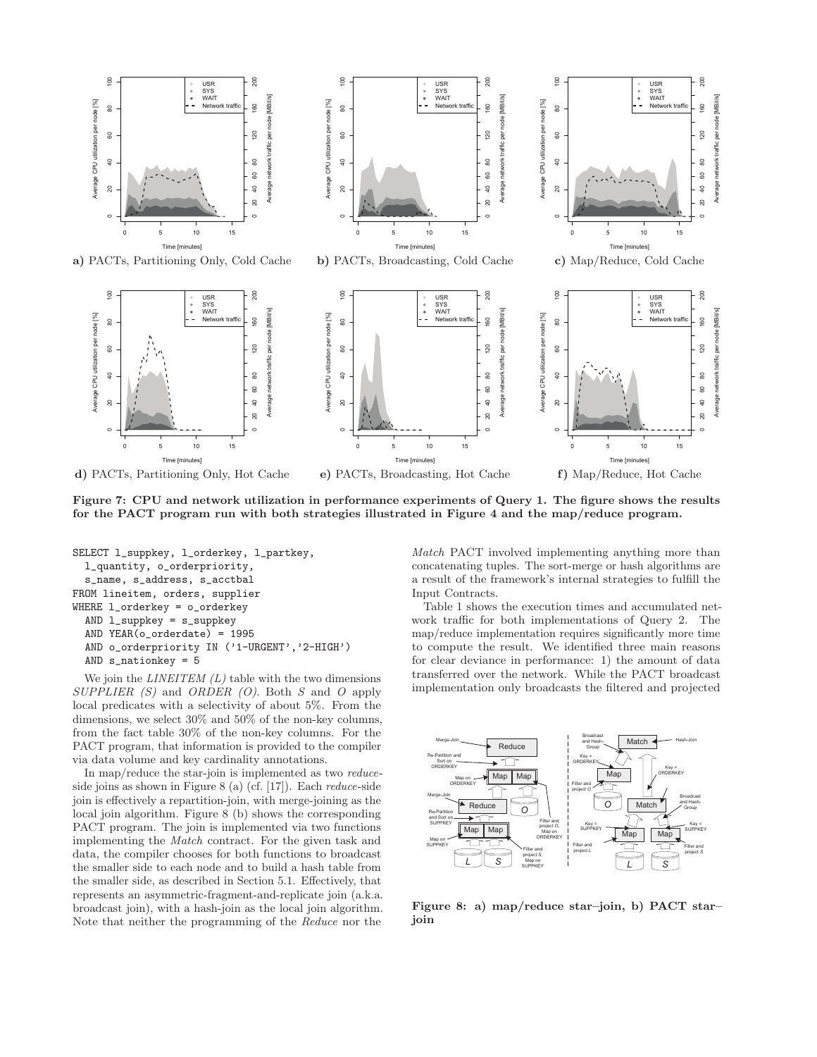**a)** PACTs, Partitioning Only, Cold Cache

**b)** PACTs, Broadcasting, Cold Cache

**c)** Map/Reduce, Cold Cache

**d)** PACTs, Partitioning Only, Hot Cache

**e)** PACTs, Broadcasting, Hot Cache

**f)** Map/Reduce, Hot Cache

**Figure 7: CPU and network utilization in performance experiments of Query 1. The figure shows the results for the PACT program run with both strategies illustrated in Figure 4 and the map/reduce program.**

```
SELECT l_suppkey, l_orderkey, l_partkey,
  l_quantity, o_orderpriority,
  s_name, s_address, s_acctbal
FROM lineitem, orders, supplier
WHERE l_orderkey = o_orderkey
  AND l_suppkey = s_suppkey
  AND YEAR(o_orderdate) = 1995
  AND o_orderpriority IN ('1-URGENT','2-HIGH')
  AND s_nationkey = 5
```

We join the *LINEITEM (L)* table with the two dimensions *SUPPLIER (S)* and *ORDER (O)*. Both *S* and *O* apply local predicates with a selectivity of about 5%. From the dimensions, we select 30% and 50% of the non-key columns, from the fact table 30% of the non-key columns. For the PACT program, that information is provided to the compiler via data volume and key cardinality annotations.

In map/reduce the star-join is implemented as two *reduce*-side joins as shown in Figure 8 (a) (cf. [17]). Each *reduce*-side join is effectively a repartition-join, with merge-joining as the local join algorithm. Figure 8 (b) shows the corresponding PACT program. The join is implemented via two functions implementing the *Match* contract. For the given task and data, the compiler chooses for both functions to broadcast the smaller side to each node and to build a hash table from the smaller side, as described in Section 5.1. Effectively, that represents an asymmetric-fragment-and-replicate join (a.k.a. broadcast join), with a hash-join as the local join algorithm. Note that neither the programming of the *Reduce* nor the *Match* PACT involved implementing anything more than concatenating tuples. The sort-merge or hash algorithms are a result of the framework's internal strategies to fulfill the Input Contracts.

Table 1 shows the execution times and accumulated network traffic for both implementations of Query 2. The map/reduce implementation requires significantly more time to compute the result. We identified three main reasons for clear deviance in performance: 1) the amount of data transferred over the network. While the PACT broadcast implementation only broadcasts the filtered and projected

**Figure 8: a) map/reduce star–join, b) PACT star–join**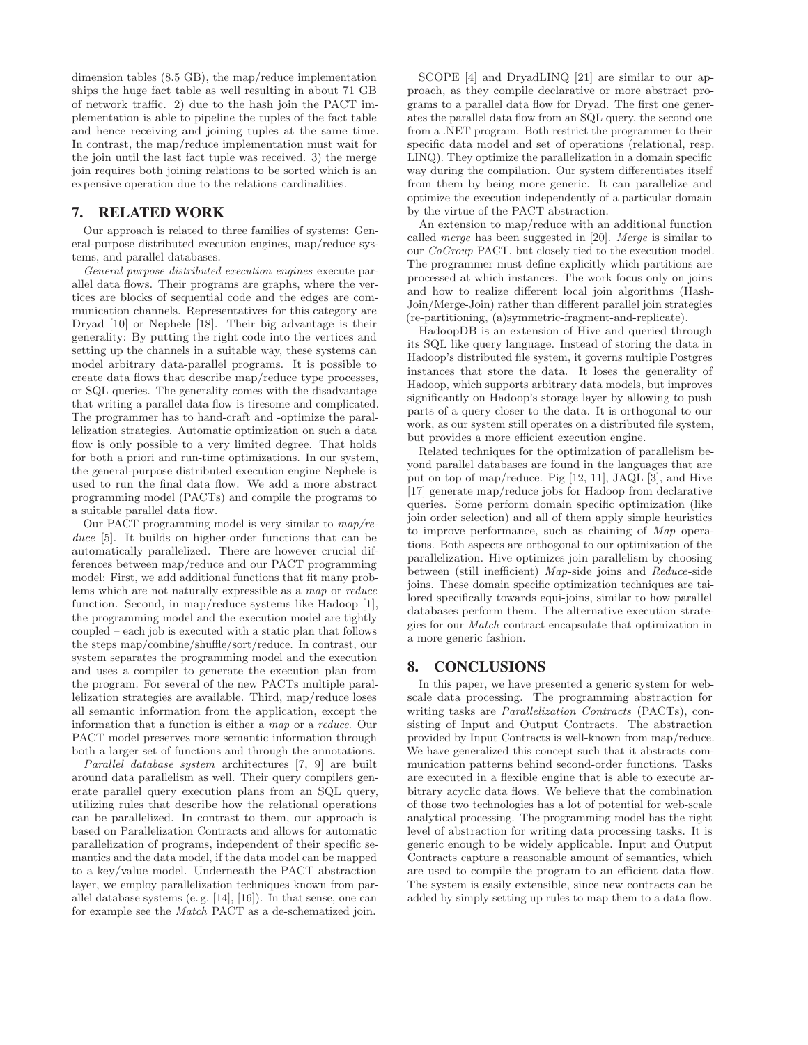dimension tables (8.5 GB), the map/reduce implementation ships the huge fact table as well resulting in about 71 GB of network traffic. 2) due to the hash join the PACT implementation is able to pipeline the tuples of the fact table and hence receiving and joining tuples at the same time. In contrast, the map/reduce implementation must wait for the join until the last fact tuple was received. 3) the merge join requires both joining relations to be sorted which is an expensive operation due to the relations cardinalities.

## 7. RELATED WORK

Our approach is related to three families of systems: General-purpose distributed execution engines, map/reduce systems, and parallel databases.

*General-purpose distributed execution engines* execute parallel data flows. Their programs are graphs, where the vertices are blocks of sequential code and the edges are communication channels. Representatives for this category are Dryad [10] or Nephele [18]. Their big advantage is their generality: By putting the right code into the vertices and setting up the channels in a suitable way, these systems can model arbitrary data-parallel programs. It is possible to create data flows that describe map/reduce type processes, or SQL queries. The generality comes with the disadvantage that writing a parallel data flow is tiresome and complicated. The programmer has to hand-craft and -optimize the parallelization strategies. Automatic optimization on such a data flow is only possible to a very limited degree. That holds for both a priori and run-time optimizations. In our system, the general-purpose distributed execution engine Nephele is used to run the final data flow. We add a more abstract programming model (PACTs) and compile the programs to a suitable parallel data flow.

Our PACT programming model is very similar to *map/reduce* [5]. It builds on higher-order functions that can be automatically parallelized. There are however crucial differences between map/reduce and our PACT programming model: First, we add additional functions that fit many problems which are not naturally expressible as a *map* or *reduce* function. Second, in map/reduce systems like Hadoop [1], the programming model and the execution model are tightly coupled – each job is executed with a static plan that follows the steps map/combine/shuffle/sort/reduce. In contrast, our system separates the programming model and the execution and uses a compiler to generate the execution plan from the program. For several of the new PACTs multiple parallelization strategies are available. Third, map/reduce loses all semantic information from the application, except the information that a function is either a *map* or a *reduce*. Our PACT model preserves more semantic information through both a larger set of functions and through the annotations.

*Parallel database system* architectures [7, 9] are built around data parallelism as well. Their query compilers generate parallel query execution plans from an SQL query, utilizing rules that describe how the relational operations can be parallelized. In contrast to them, our approach is based on Parallelization Contracts and allows for automatic parallelization of programs, independent of their specific semantics and the data model, if the data model can be mapped to a key/value model. Underneath the PACT abstraction layer, we employ parallelization techniques known from parallel database systems (e. g. [14], [16]). In that sense, one can for example see the *Match* PACT as a de-schematized join.

SCOPE [4] and DryadLINQ [21] are similar to our approach, as they compile declarative or more abstract programs to a parallel data flow for Dryad. The first one generates the parallel data flow from an SQL query, the second one from a .NET program. Both restrict the programmer to their specific data model and set of operations (relational, resp. LINQ). They optimize the parallelization in a domain specific way during the compilation. Our system differentiates itself from them by being more generic. It can parallelize and optimize the execution independently of a particular domain by the virtue of the PACT abstraction.

An extension to map/reduce with an additional function called *merge* has been suggested in [20]. *Merge* is similar to our *CoGroup* PACT, but closely tied to the execution model. The programmer must define explicitly which partitions are processed at which instances. The work focus only on joins and how to realize different local join algorithms (Hash-Join/Merge-Join) rather than different parallel join strategies (re-partitioning, (a)symmetric-fragment-and-replicate).

HadoopDB is an extension of Hive and queried through its SQL like query language. Instead of storing the data in Hadoop's distributed file system, it governs multiple Postgres instances that store the data. It loses the generality of Hadoop, which supports arbitrary data models, but improves significantly on Hadoop's storage layer by allowing to push parts of a query closer to the data. It is orthogonal to our work, as our system still operates on a distributed file system, but provides a more efficient execution engine.

Related techniques for the optimization of parallelism beyond parallel databases are found in the languages that are put on top of map/reduce. Pig [12, 11], JAQL [3], and Hive [17] generate map/reduce jobs for Hadoop from declarative queries. Some perform domain specific optimization (like join order selection) and all of them apply simple heuristics to improve performance, such as chaining of *Map* operations. Both aspects are orthogonal to our optimization of the parallelization. Hive optimizes join parallelism by choosing between (still inefficient) *Map*-side joins and *Reduce*-side joins. These domain specific optimization techniques are tailored specifically towards equi-joins, similar to how parallel databases perform them. The alternative execution strategies for our *Match* contract encapsulate that optimization in a more generic fashion.

## 8. CONCLUSIONS

In this paper, we have presented a generic system for web-scale data processing. The programming abstraction for writing tasks are *Parallelization Contracts* (PACTs), consisting of Input and Output Contracts. The abstraction provided by Input Contracts is well-known from map/reduce. We have generalized this concept such that it abstracts communication patterns behind second-order functions. Tasks are executed in a flexible engine that is able to execute arbitrary acyclic data flows. We believe that the combination of those two technologies has a lot of potential for web-scale analytical processing. The programming model has the right level of abstraction for writing data processing tasks. It is generic enough to be widely applicable. Input and Output Contracts capture a reasonable amount of semantics, which are used to compile the program to an efficient data flow. The system is easily extensible, since new contracts can be added by simply setting up rules to map them to a data flow.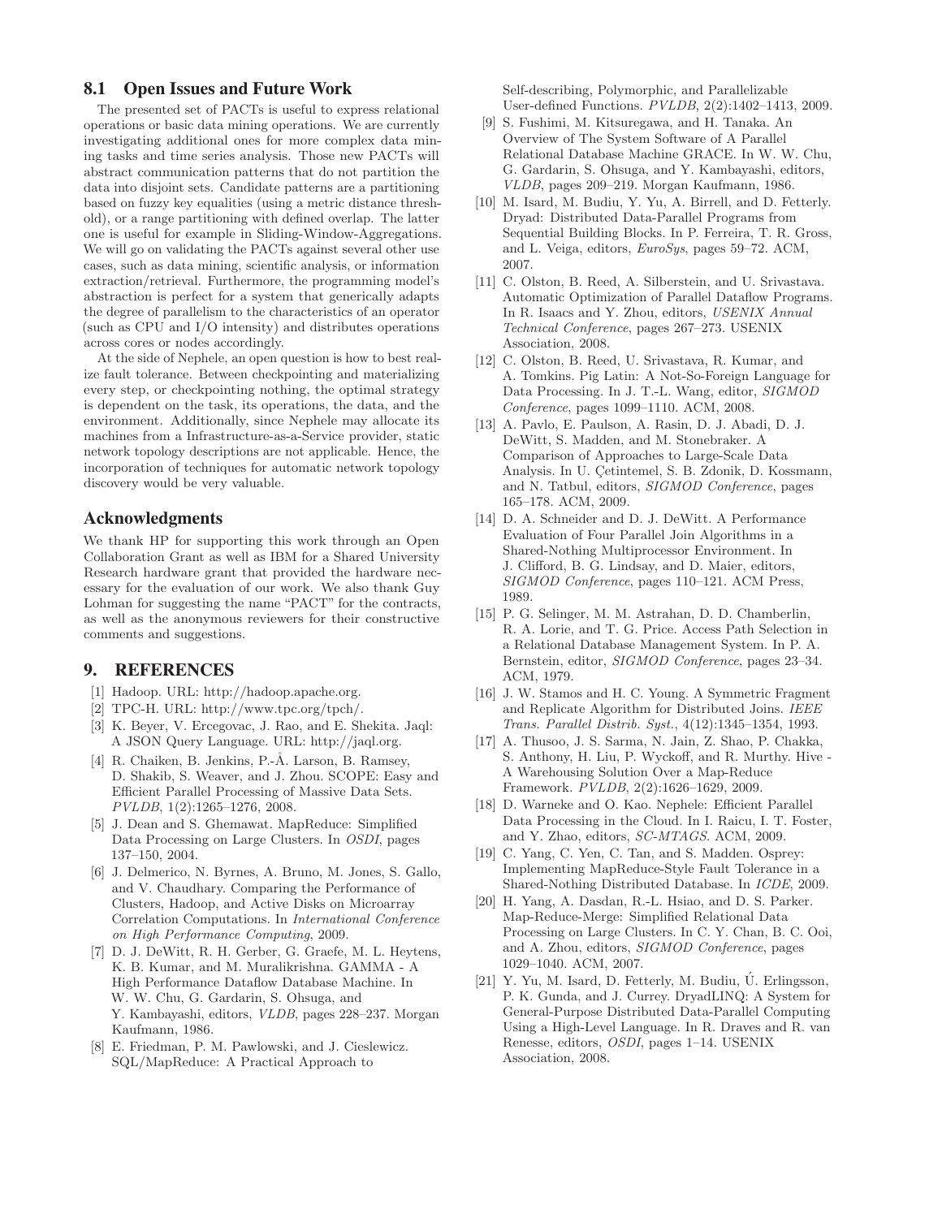## 8.1 Open Issues and Future Work

The presented set of PACTs is useful to express relational operations or basic data mining operations. We are currently investigating additional ones for more complex data mining tasks and time series analysis. Those new PACTs will abstract communication patterns that do not partition the data into disjoint sets. Candidate patterns are a partitioning based on fuzzy key equalities (using a metric distance threshold), or a range partitioning with defined overlap. The latter one is useful for example in Sliding-Window-Aggregations. We will go on validating the PACTs against several other use cases, such as data mining, scientific analysis, or information extraction/retrieval. Furthermore, the programming model's abstraction is perfect for a system that generically adapts the degree of parallelism to the characteristics of an operator (such as CPU and I/O intensity) and distributes operations across cores or nodes accordingly.

At the side of Nephele, an open question is how to best realize fault tolerance. Between checkpointing and materializing every step, or checkpointing nothing, the optimal strategy is dependent on the task, its operations, the data, and the environment. Additionally, since Nephele may allocate its machines from a Infrastructure-as-a-Service provider, static network topology descriptions are not applicable. Hence, the incorporation of techniques for automatic network topology discovery would be very valuable.

## Acknowledgments

We thank HP for supporting this work through an Open Collaboration Grant as well as IBM for a Shared University Research hardware grant that provided the hardware necessary for the evaluation of our work. We also thank Guy Lohman for suggesting the name "PACT" for the contracts, as well as the anonymous reviewers for their constructive comments and suggestions.

## 9. REFERENCES

[1] Hadoop. URL: http://hadoop.apache.org.

[2] TPC-H. URL: http://www.tpc.org/tpch/.

[3] K. Beyer, V. Ercegovac, J. Rao, and E. Shekita. Jaql: A JSON Query Language. URL: http://jaql.org.

[4] R. Chaiken, B. Jenkins, P.-Å. Larson, B. Ramsey, D. Shakib, S. Weaver, and J. Zhou. SCOPE: Easy and Efficient Parallel Processing of Massive Data Sets. *PVLDB*, 1(2):1265–1276, 2008.

[5] J. Dean and S. Ghemawat. MapReduce: Simplified Data Processing on Large Clusters. In *OSDI*, pages 137–150, 2004.

[6] J. Delmerico, N. Byrnes, A. Bruno, M. Jones, S. Gallo, and V. Chaudhary. Comparing the Performance of Clusters, Hadoop, and Active Disks on Microarray Correlation Computations. In *International Conference on High Performance Computing*, 2009.

[7] D. J. DeWitt, R. H. Gerber, G. Graefe, M. L. Heytens, K. B. Kumar, and M. Muralikrishna. GAMMA - A High Performance Dataflow Database Machine. In W. W. Chu, G. Gardarin, S. Ohsuga, and Y. Kambayashi, editors, *VLDB*, pages 228–237. Morgan Kaufmann, 1986.

[8] E. Friedman, P. M. Pawlowski, and J. Cieslewicz. SQL/MapReduce: A Practical Approach to Self-describing, Polymorphic, and Parallelizable User-defined Functions. *PVLDB*, 2(2):1402–1413, 2009.

[9] S. Fushimi, M. Kitsuregawa, and H. Tanaka. An Overview of The System Software of A Parallel Relational Database Machine GRACE. In W. W. Chu, G. Gardarin, S. Ohsuga, and Y. Kambayashi, editors, *VLDB*, pages 209–219. Morgan Kaufmann, 1986.

[10] M. Isard, M. Budiu, Y. Yu, A. Birrell, and D. Fetterly. Dryad: Distributed Data-Parallel Programs from Sequential Building Blocks. In P. Ferreira, T. R. Gross, and L. Veiga, editors, *EuroSys*, pages 59–72. ACM, 2007.

[11] C. Olston, B. Reed, A. Silberstein, and U. Srivastava. Automatic Optimization of Parallel Dataflow Programs. In R. Isaacs and Y. Zhou, editors, *USENIX Annual Technical Conference*, pages 267–273. USENIX Association, 2008.

[12] C. Olston, B. Reed, U. Srivastava, R. Kumar, and A. Tomkins. Pig Latin: A Not-So-Foreign Language for Data Processing. In J. T.-L. Wang, editor, *SIGMOD Conference*, pages 1099–1110. ACM, 2008.

[13] A. Pavlo, E. Paulson, A. Rasin, D. J. Abadi, D. J. DeWitt, S. Madden, and M. Stonebraker. A Comparison of Approaches to Large-Scale Data Analysis. In U. Çetintemel, S. B. Zdonik, D. Kossmann, and N. Tatbul, editors, *SIGMOD Conference*, pages 165–178. ACM, 2009.

[14] D. A. Schneider and D. J. DeWitt. A Performance Evaluation of Four Parallel Join Algorithms in a Shared-Nothing Multiprocessor Environment. In J. Clifford, B. G. Lindsay, and D. Maier, editors, *SIGMOD Conference*, pages 110–121. ACM Press, 1989.

[15] P. G. Selinger, M. M. Astrahan, D. D. Chamberlin, R. A. Lorie, and T. G. Price. Access Path Selection in a Relational Database Management System. In P. A. Bernstein, editor, *SIGMOD Conference*, pages 23–34. ACM, 1979.

[16] J. W. Stamos and H. C. Young. A Symmetric Fragment and Replicate Algorithm for Distributed Joins. *IEEE Trans. Parallel Distrib. Syst.*, 4(12):1345–1354, 1993.

[17] A. Thusoo, J. S. Sarma, N. Jain, Z. Shao, P. Chakka, S. Anthony, H. Liu, P. Wyckoff, and R. Murthy. Hive - A Warehousing Solution Over a Map-Reduce Framework. *PVLDB*, 2(2):1626–1629, 2009.

[18] D. Warneke and O. Kao. Nephele: Efficient Parallel Data Processing in the Cloud. In I. Raicu, I. T. Foster, and Y. Zhao, editors, *SC-MTAGS*. ACM, 2009.

[19] C. Yang, C. Yen, C. Tan, and S. Madden. Osprey: Implementing MapReduce-Style Fault Tolerance in a Shared-Nothing Distributed Database. In *ICDE*, 2009.

[20] H. Yang, A. Dasdan, R.-L. Hsiao, and D. S. Parker. Map-Reduce-Merge: Simplified Relational Data Processing on Large Clusters. In C. Y. Chan, B. C. Ooi, and A. Zhou, editors, *SIGMOD Conference*, pages 1029–1040. ACM, 2007.

[21] Y. Yu, M. Isard, D. Fetterly, M. Budiu, Ú. Erlingsson, P. K. Gunda, and J. Currey. DryadLINQ: A System for General-Purpose Distributed Data-Parallel Computing Using a High-Level Language. In R. Draves and R. van Renesse, editors, *OSDI*, pages 1–14. USENIX Association, 2008.